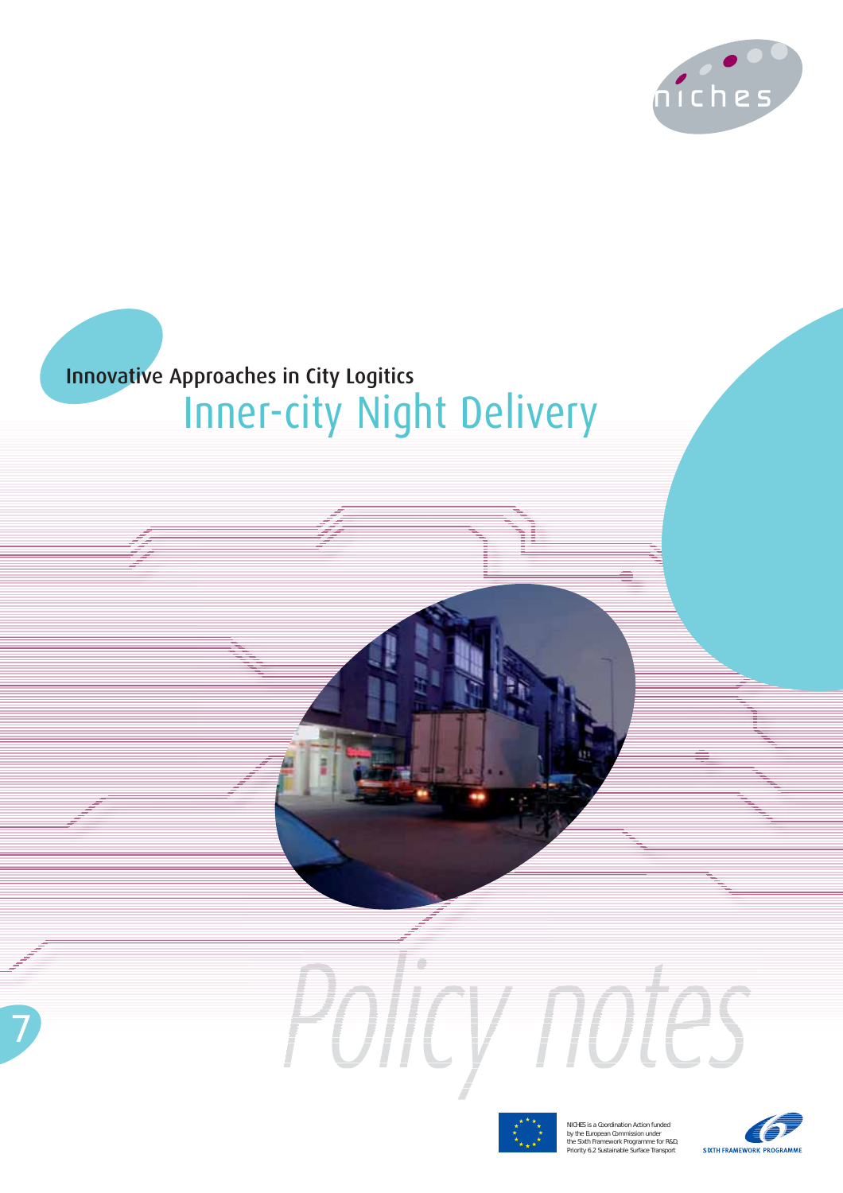niches

Innovative Approaches in City Logitics

# Inner-city Night Delivery

7

Policy notes

NICHES is a Coordination Action funded by the European Commission under the Sixth Framework Programme for R&D, Priority 6.2 Sustainable Surface Transport

SIXTH FRAMEWORK PROGRAMME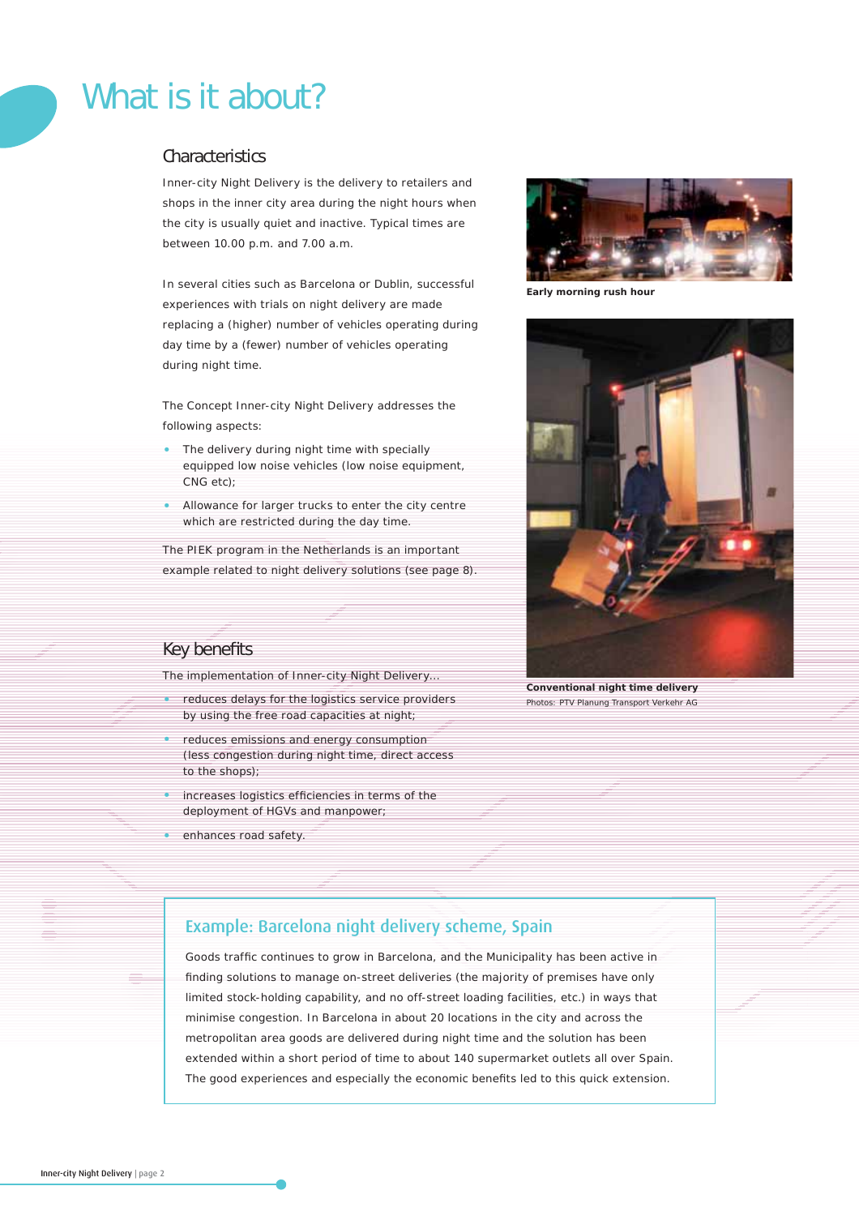# What is it about?

## Characteristics

Inner-city Night Delivery is the delivery to retailers and shops in the inner city area during the night hours when the city is usually quiet and inactive. Typical times are between 10.00 p.m. and 7.00 a.m.

In several cities such as Barcelona or Dublin, successful experiences with trials on night delivery are made replacing a (higher) number of vehicles operating during day time by a (fewer) number of vehicles operating during night time.

The Concept Inner-city Night Delivery addresses the following aspects:

- The delivery during night time with specially equipped low noise vehicles (low noise equipment, CNG etc);
- Allowance for larger trucks to enter the city centre which are restricted during the day time.

The PIEK program in the Netherlands is an important example related to night delivery solutions (see page 8).

**Early morning rush hour**

**Conventional night time delivery**

Photos: PTV Planung Transport Verkehr AG

## Key benefits

The implementation of Inner-city Night Delivery...

- reduces delays for the logistics service providers by using the free road capacities at night;
- reduces emissions and energy consumption (less congestion during night time, direct access to the shops);
- increases logistics efficiencies in terms of the deployment of HGVs and manpower;
- enhances road safety.

### Example: Barcelona night delivery scheme, Spain

Goods traffic continues to grow in Barcelona, and the Municipality has been active in finding solutions to manage on-street deliveries (the majority of premises have only limited stock-holding capability, and no off-street loading facilities, etc.) in ways that minimise congestion. In Barcelona in about 20 locations in the city and across the metropolitan area goods are delivered during night time and the solution has been extended within a short period of time to about 140 supermarket outlets all over Spain. The good experiences and especially the economic benefits led to this quick extension.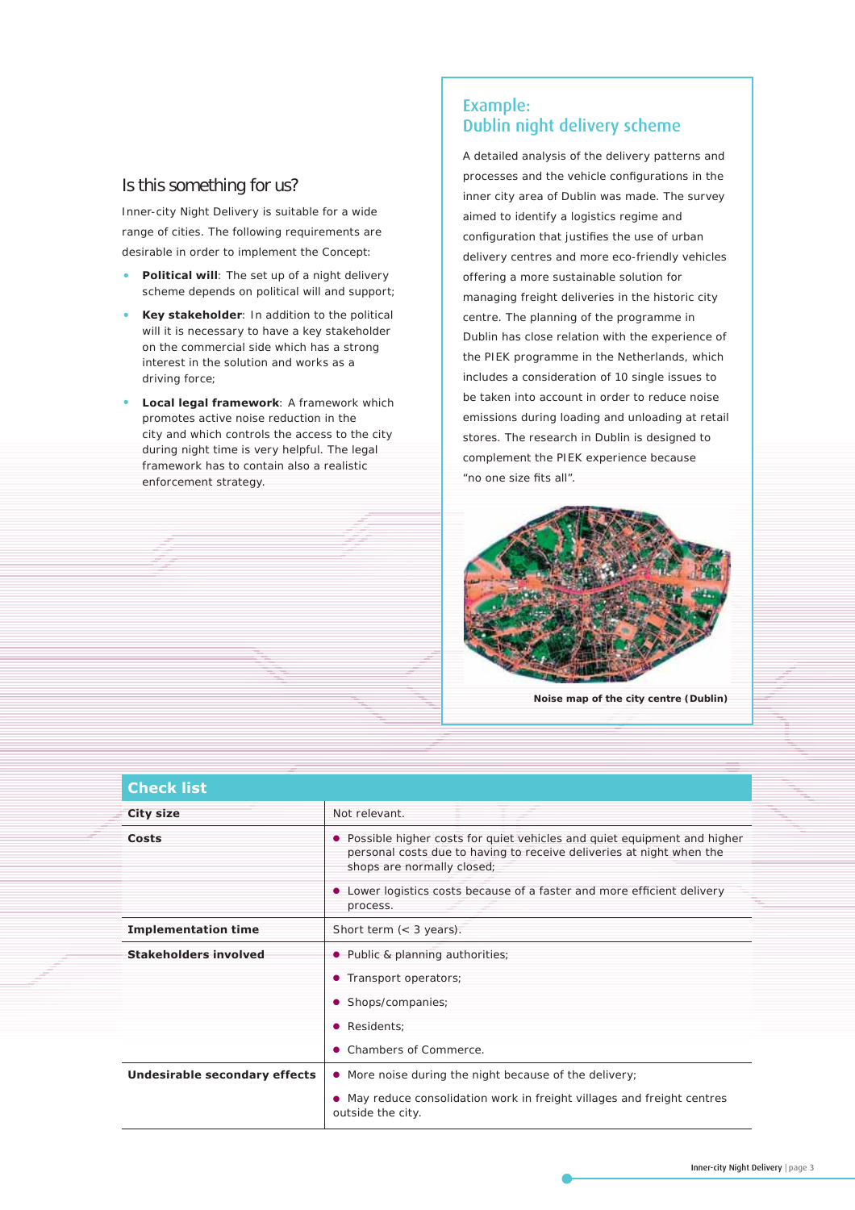## Is this something for us?

Inner-city Night Delivery is suitable for a wide range of cities. The following requirements are desirable in order to implement the Concept:

- **Political will**: The set up of a night delivery scheme depends on political will and support;
- **Key stakeholder**: In addition to the political will it is necessary to have a key stakeholder on the commercial side which has a strong interest in the solution and works as a driving force;
- **Local legal framework**: A framework which promotes active noise reduction in the city and which controls the access to the city during night time is very helpful. The legal framework has to contain also a realistic enforcement strategy.

## Example: Dublin night delivery scheme

A detailed analysis of the delivery patterns and processes and the vehicle configurations in the inner city area of Dublin was made. The survey aimed to identify a logistics regime and configuration that justifies the use of urban delivery centres and more eco-friendly vehicles offering a more sustainable solution for managing freight deliveries in the historic city centre. The planning of the programme in Dublin has close relation with the experience of the PIEK programme in the Netherlands, which includes a consideration of 10 single issues to be taken into account in order to reduce noise emissions during loading and unloading at retail stores. The research in Dublin is designed to complement the PIEK experience because "no one size fits all".

**Noise map of the city centre (Dublin)**

| Check list | |
|---|---|
| **City size** | Not relevant. |
| **Costs** | • Possible higher costs for quiet vehicles and quiet equipment and higher personal costs due to having to receive deliveries at night when the shops are normally closed;<br>• Lower logistics costs because of a faster and more efficient delivery process. |
| **Implementation time** | Short term (< 3 years). |
| **Stakeholders involved** | • Public & planning authorities;<br>• Transport operators;<br>• Shops/companies;<br>• Residents;<br>• Chambers of Commerce. |
| **Undesirable secondary effects** | • More noise during the night because of the delivery;<br>• May reduce consolidation work in freight villages and freight centres outside the city. |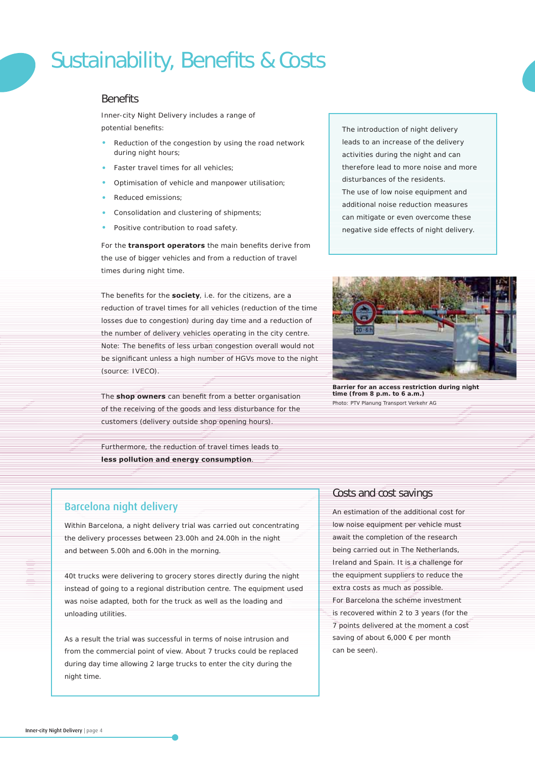# Sustainability, Benefits & Costs

## Benefits

Inner-city Night Delivery includes a range of potential benefits:

- Reduction of the congestion by using the road network during night hours;
- Faster travel times for all vehicles;
- Optimisation of vehicle and manpower utilisation;
- Reduced emissions;
- Consolidation and clustering of shipments;
- Positive contribution to road safety.

For the **transport operators** the main benefits derive from the use of bigger vehicles and from a reduction of travel times during night time.

The benefits for the **society**, i.e. for the citizens, are a reduction of travel times for all vehicles (reduction of the time losses due to congestion) during day time and a reduction of the number of delivery vehicles operating in the city centre. Note: The benefits of less urban congestion overall would not be significant unless a high number of HGVs move to the night (source: IVECO).

The **shop owners** can benefit from a better organisation of the receiving of the goods and less disturbance for the customers (delivery outside shop opening hours).

Furthermore, the reduction of travel times leads to **less pollution and energy consumption**.

The introduction of night delivery leads to an increase of the delivery activities during the night and can therefore lead to more noise and more disturbances of the residents. The use of low noise equipment and additional noise reduction measures can mitigate or even overcome these negative side effects of night delivery.

**Barrier for an access restriction during night time (from 8 p.m. to 6 a.m.)**
Photo: PTV Planung Transport Verkehr AG

### Barcelona night delivery

Within Barcelona, a night delivery trial was carried out concentrating the delivery processes between 23.00h and 24.00h in the night and between 5.00h and 6.00h in the morning.

40t trucks were delivering to grocery stores directly during the night instead of going to a regional distribution centre. The equipment used was noise adapted, both for the truck as well as the loading and unloading utilities.

As a result the trial was successful in terms of noise intrusion and from the commercial point of view. About 7 trucks could be replaced during day time allowing 2 large trucks to enter the city during the night time.

## Costs and cost savings

An estimation of the additional cost for low noise equipment per vehicle must await the completion of the research being carried out in The Netherlands, Ireland and Spain. It is a challenge for the equipment suppliers to reduce the extra costs as much as possible.
For Barcelona the scheme investment is recovered within 2 to 3 years (for the 7 points delivered at the moment a cost saving of about 6,000 € per month can be seen).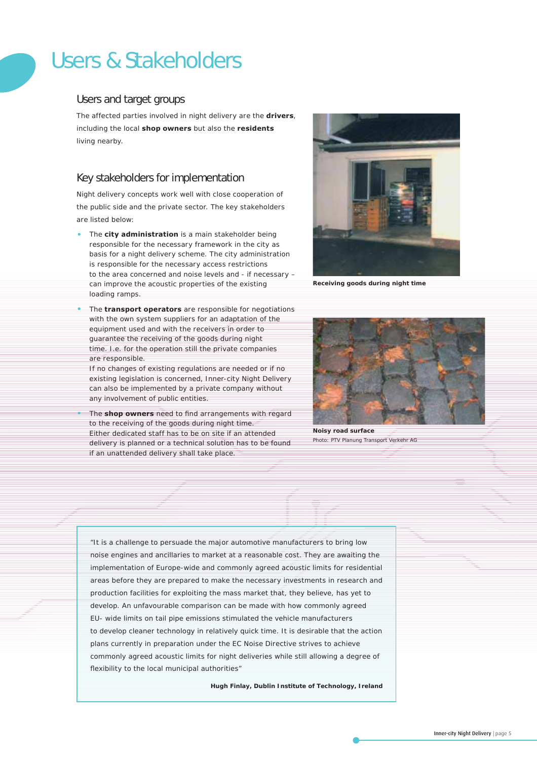# Users & Stakeholders

## Users and target groups

The affected parties involved in night delivery are the **drivers**, including the local **shop owners** but also the **residents** living nearby.

## Key stakeholders for implementation

Night delivery concepts work well with close cooperation of the public side and the private sector. The key stakeholders are listed below:

- The **city administration** is a main stakeholder being responsible for the necessary framework in the city as basis for a night delivery scheme. The city administration is responsible for the necessary access restrictions to the area concerned and noise levels and - if necessary – can improve the acoustic properties of the existing loading ramps.
- The **transport operators** are responsible for negotiations with the own system suppliers for an adaptation of the equipment used and with the receivers in order to guarantee the receiving of the goods during night time. I.e. for the operation still the private companies are responsible.
  If no changes of existing regulations are needed or if no existing legislation is concerned, Inner-city Night Delivery can also be implemented by a private company without any involvement of public entities.
- The **shop owners** need to find arrangements with regard to the receiving of the goods during night time. Either dedicated staff has to be on site if an attended delivery is planned or a technical solution has to be found if an unattended delivery shall take place.

**Receiving goods during night time**

**Noisy road surface**
Photo: PTV Planung Transport Verkehr AG

"It is a challenge to persuade the major automotive manufacturers to bring low noise engines and ancillaries to market at a reasonable cost. They are awaiting the implementation of Europe-wide and commonly agreed acoustic limits for residential areas before they are prepared to make the necessary investments in research and production facilities for exploiting the mass market that, they believe, has yet to develop. An unfavourable comparison can be made with how commonly agreed EU- wide limits on tail pipe emissions stimulated the vehicle manufacturers to develop cleaner technology in relatively quick time. It is desirable that the action plans currently in preparation under the EC Noise Directive strives to achieve commonly agreed acoustic limits for night deliveries while still allowing a degree of flexibility to the local municipal authorities"

**Hugh Finlay, Dublin Institute of Technology, Ireland**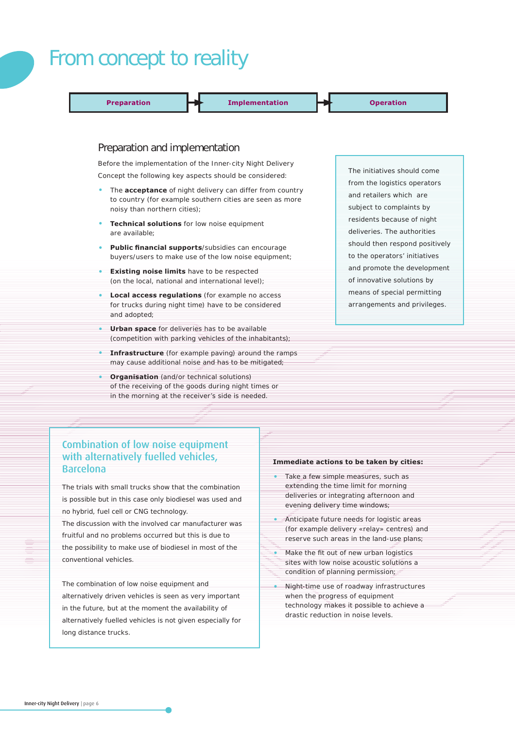# From concept to reality

**Preparation** → **Implementation** → **Operation**

## Preparation and implementation

Before the implementation of the Inner-city Night Delivery Concept the following key aspects should be considered:

- The **acceptance** of night delivery can differ from country to country (for example southern cities are seen as more noisy than northern cities);
- **Technical solutions** for low noise equipment are available;
- **Public financial supports**/subsidies can encourage buyers/users to make use of the low noise equipment;
- **Existing noise limits** have to be respected (on the local, national and international level);
- **Local access regulations** (for example no access for trucks during night time) have to be considered and adopted;
- **Urban space** for deliveries has to be available (competition with parking vehicles of the inhabitants);
- **Infrastructure** (for example paving) around the ramps may cause additional noise and has to be mitigated;
- **Organisation** (and/or technical solutions) of the receiving of the goods during night times or in the morning at the receiver's side is needed.

The initiatives should come from the logistics operators and retailers which are subject to complaints by residents because of night deliveries. The authorities should then respond positively to the operators' initiatives and promote the development of innovative solutions by means of special permitting arrangements and privileges.

### Combination of low noise equipment with alternatively fuelled vehicles, Barcelona

The trials with small trucks show that the combination is possible but in this case only biodiesel was used and no hybrid, fuel cell or CNG technology.
The discussion with the involved car manufacturer was fruitful and no problems occurred but this is due to the possibility to make use of biodiesel in most of the conventional vehicles.

The combination of low noise equipment and alternatively driven vehicles is seen as very important in the future, but at the moment the availability of alternatively fuelled vehicles is not given especially for long distance trucks.

**Immediate actions to be taken by cities:**

- Take a few simple measures, such as extending the time limit for morning deliveries or integrating afternoon and evening delivery time windows;
- Anticipate future needs for logistic areas (for example delivery «relay» centres) and reserve such areas in the land-use plans;
- Make the fit out of new urban logistics sites with low noise acoustic solutions a condition of planning permission;
- Night-time use of roadway infrastructures when the progress of equipment technology makes it possible to achieve a drastic reduction in noise levels.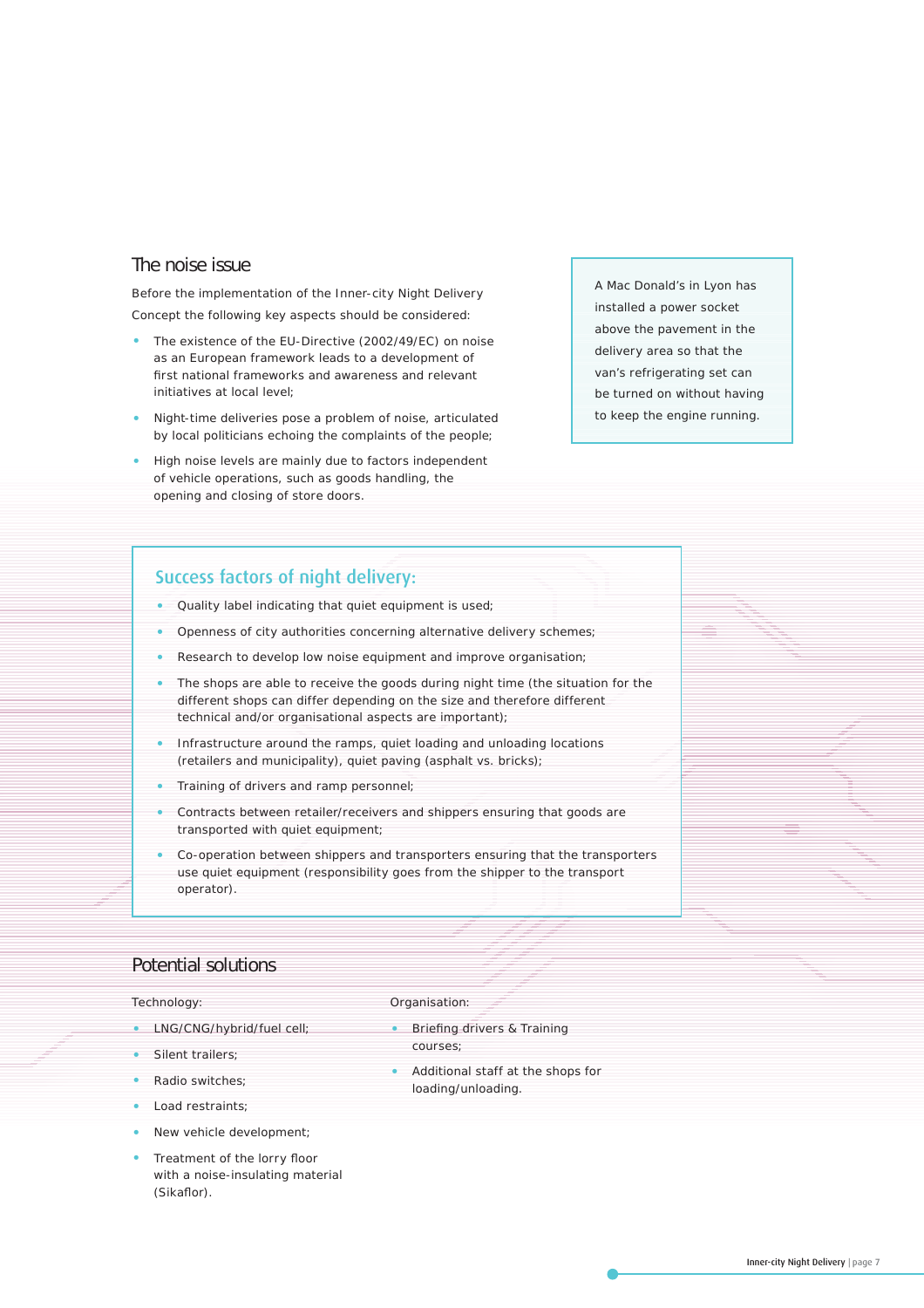## The noise issue

Before the implementation of the Inner-city Night Delivery Concept the following key aspects should be considered:

- The existence of the EU-Directive (2002/49/EC) on noise as an European framework leads to a development of first national frameworks and awareness and relevant initiatives at local level;
- Night-time deliveries pose a problem of noise, articulated by local politicians echoing the complaints of the people;
- High noise levels are mainly due to factors independent of vehicle operations, such as goods handling, the opening and closing of store doors.

A Mac Donald's in Lyon has installed a power socket above the pavement in the delivery area so that the van's refrigerating set can be turned on without having to keep the engine running.

### Success factors of night delivery:

- Quality label indicating that quiet equipment is used;
- Openness of city authorities concerning alternative delivery schemes;
- Research to develop low noise equipment and improve organisation;
- The shops are able to receive the goods during night time (the situation for the different shops can differ depending on the size and therefore different technical and/or organisational aspects are important);
- Infrastructure around the ramps, quiet loading and unloading locations (retailers and municipality), quiet paving (asphalt vs. bricks);
- Training of drivers and ramp personnel;
- Contracts between retailer/receivers and shippers ensuring that goods are transported with quiet equipment;
- Co-operation between shippers and transporters ensuring that the transporters use quiet equipment (responsibility goes from the shipper to the transport operator).

## Potential solutions

Technology:

- LNG/CNG/hybrid/fuel cell;
- Silent trailers;
- Radio switches;
- Load restraints;
- New vehicle development;
- Treatment of the lorry floor with a noise-insulating material (Sikaflor).

Organisation:

- Briefing drivers & Training courses;
- Additional staff at the shops for loading/unloading.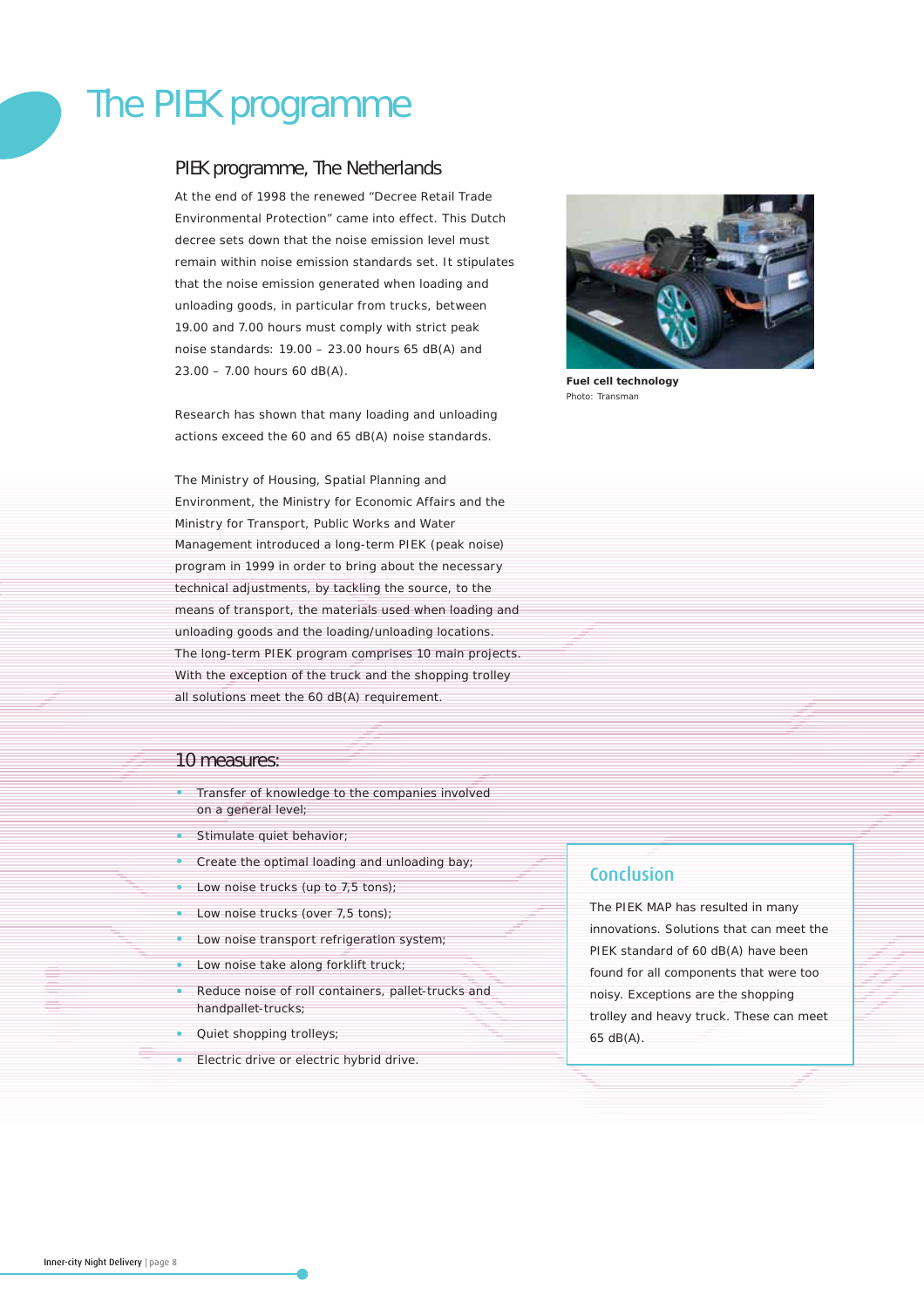# The PIEK programme

## PIEK programme, The Netherlands

At the end of 1998 the renewed "Decree Retail Trade Environmental Protection" came into effect. This Dutch decree sets down that the noise emission level must remain within noise emission standards set. It stipulates that the noise emission generated when loading and unloading goods, in particular from trucks, between 19.00 and 7.00 hours must comply with strict peak noise standards: 19.00 – 23.00 hours 65 dB(A) and 23.00 – 7.00 hours 60 dB(A).

Research has shown that many loading and unloading actions exceed the 60 and 65 dB(A) noise standards.

The Ministry of Housing, Spatial Planning and Environment, the Ministry for Economic Affairs and the Ministry for Transport, Public Works and Water Management introduced a long-term PIEK (peak noise) program in 1999 in order to bring about the necessary technical adjustments, by tackling the source, to the means of transport, the materials used when loading and unloading goods and the loading/unloading locations. The long-term PIEK program comprises 10 main projects. With the exception of the truck and the shopping trolley all solutions meet the 60 dB(A) requirement.

**Fuel cell technology**
Photo: Transman

## 10 measures:

- Transfer of knowledge to the companies involved on a general level;
- Stimulate quiet behavior;
- Create the optimal loading and unloading bay;
- Low noise trucks (up to 7,5 tons);
- Low noise trucks (over 7,5 tons);
- Low noise transport refrigeration system;
- Low noise take along forklift truck;
- Reduce noise of roll containers, pallet-trucks and handpallet-trucks;
- Quiet shopping trolleys;
- Electric drive or electric hybrid drive.

### Conclusion

The PIEK MAP has resulted in many innovations. Solutions that can meet the PIEK standard of 60 dB(A) have been found for all components that were too noisy. Exceptions are the shopping trolley and heavy truck. These can meet 65 dB(A).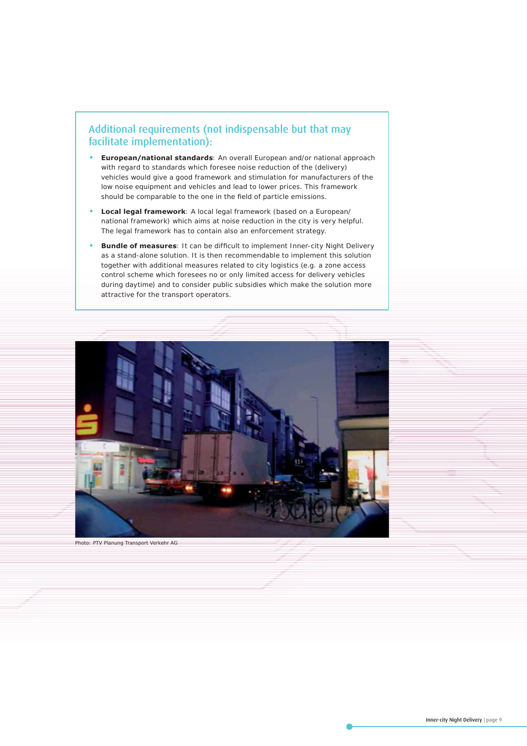## Additional requirements (not indispensable but that may facilitate implementation):

- **European/national standards**: An overall European and/or national approach with regard to standards which foresee noise reduction of the (delivery) vehicles would give a good framework and stimulation for manufacturers of the low noise equipment and vehicles and lead to lower prices. This framework should be comparable to the one in the field of particle emissions.
- **Local legal framework**: A local legal framework (based on a European/ national framework) which aims at noise reduction in the city is very helpful. The legal framework has to contain also an enforcement strategy.
- **Bundle of measures**: It can be difficult to implement Inner-city Night Delivery as a stand-alone solution. It is then recommendable to implement this solution together with additional measures related to city logistics (e.g. a zone access control scheme which foresees no or only limited access for delivery vehicles during daytime) and to consider public subsidies which make the solution more attractive for the transport operators.

Photo: PTV Planung Transport Verkehr AG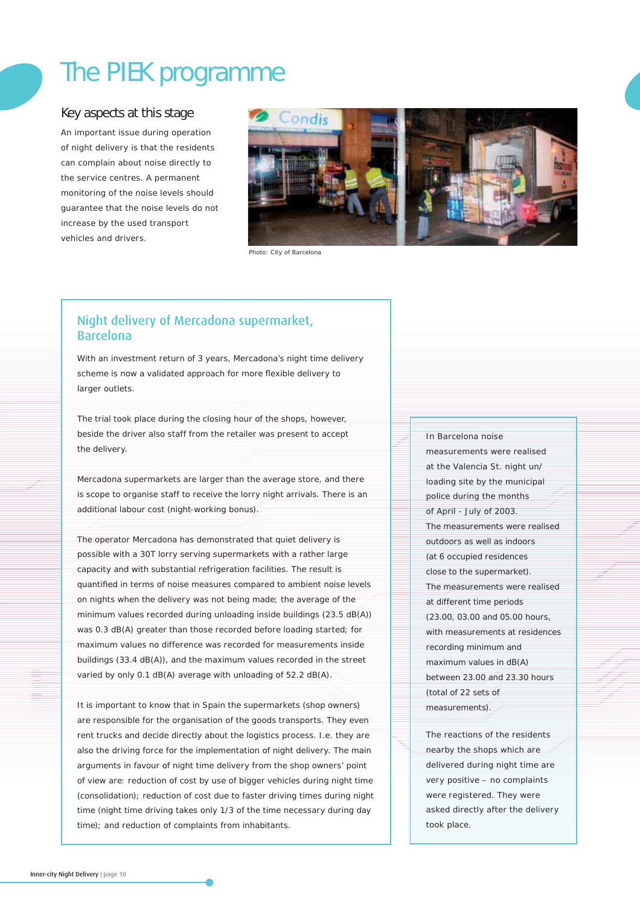# The PIEK programme

## Key aspects at this stage

An important issue during operation of night delivery is that the residents can complain about noise directly to the service centres. A permanent monitoring of the noise levels should guarantee that the noise levels do not increase by the used transport vehicles and drivers.

Photo: City of Barcelona

### Night delivery of Mercadona supermarket, Barcelona

With an investment return of 3 years, Mercadona's night time delivery scheme is now a validated approach for more flexible delivery to larger outlets.

The trial took place during the closing hour of the shops, however, beside the driver also staff from the retailer was present to accept the delivery.

Mercadona supermarkets are larger than the average store, and there is scope to organise staff to receive the lorry night arrivals. There is an additional labour cost (night-working bonus).

The operator Mercadona has demonstrated that quiet delivery is possible with a 30T lorry serving supermarkets with a rather large capacity and with substantial refrigeration facilities. The result is quantified in terms of noise measures compared to ambient noise levels on nights when the delivery was not being made; the average of the minimum values recorded during unloading inside buildings (23.5 dB(A)) was 0.3 dB(A) greater than those recorded before loading started; for maximum values no difference was recorded for measurements inside buildings (33.4 dB(A)), and the maximum values recorded in the street varied by only 0.1 dB(A) average with unloading of 52.2 dB(A).

It is important to know that in Spain the supermarkets (shop owners) are responsible for the organisation of the goods transports. They even rent trucks and decide directly about the logistics process. I.e. they are also the driving force for the implementation of night delivery. The main arguments in favour of night time delivery from the shop owners' point of view are: reduction of cost by use of bigger vehicles during night time (consolidation); reduction of cost due to faster driving times during night time (night time driving takes only 1/3 of the time necessary during day time); and reduction of complaints from inhabitants.

In Barcelona noise measurements were realised at the Valencia St. night un/loading site by the municipal police during the months of April - July of 2003. The measurements were realised outdoors as well as indoors (at 6 occupied residences close to the supermarket). The measurements were realised at different time periods (23.00, 03.00 and 05.00 hours, with measurements at residences recording minimum and maximum values in dB(A) between 23.00 and 23.30 hours (total of 22 sets of measurements).

The reactions of the residents nearby the shops which are delivered during night time are very positive – no complaints were registered. They were asked directly after the delivery took place.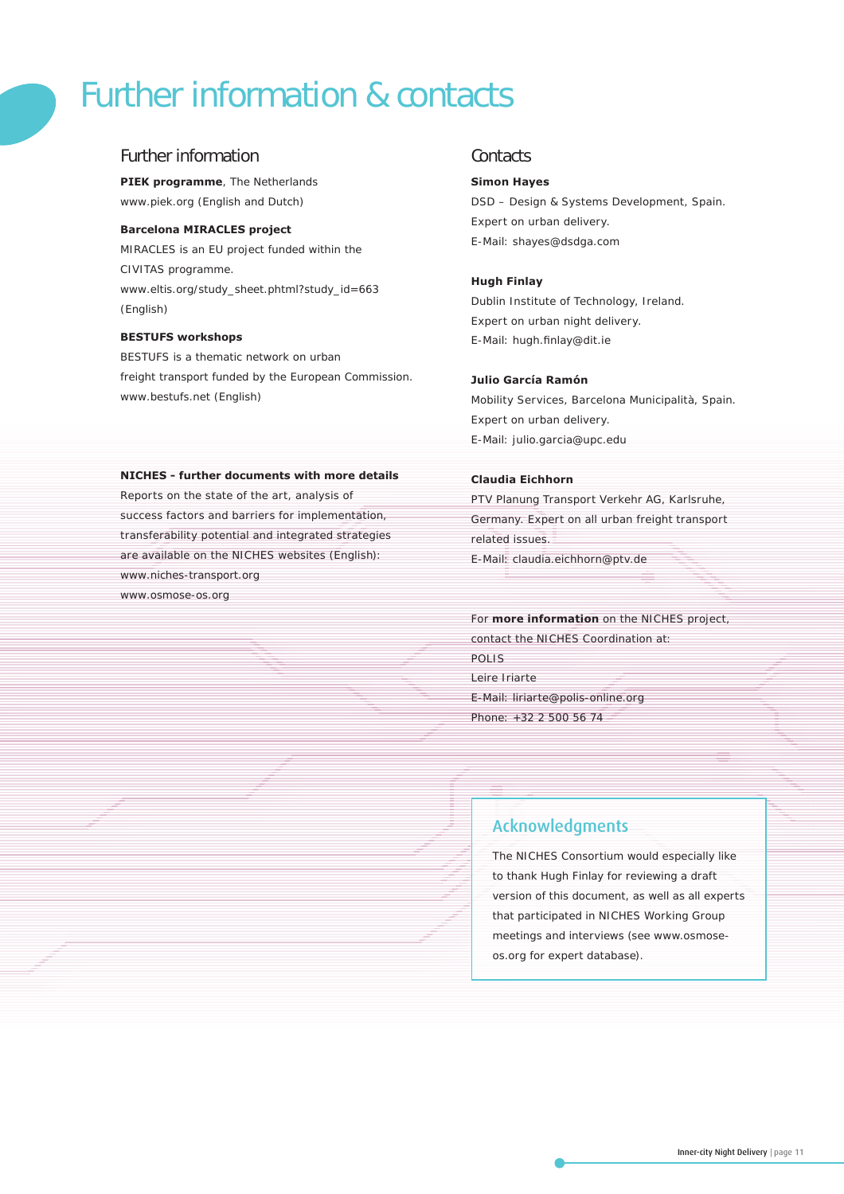# Further information & contacts

## Further information

**PIEK programme**, The Netherlands
www.piek.org (English and Dutch)

**Barcelona MIRACLES project**
MIRACLES is an EU project funded within the CIVITAS programme.
www.eltis.org/study_sheet.phtml?study_id=663 (English)

**BESTUFS workshops**
BESTUFS is a thematic network on urban freight transport funded by the European Commission.
www.bestufs.net (English)

**NICHES - further documents with more details**
Reports on the state of the art, analysis of success factors and barriers for implementation, transferability potential and integrated strategies are available on the NICHES websites (English):
www.niches-transport.org
www.osmose-os.org

## Contacts

**Simon Hayes**
DSD – Design & Systems Development, Spain.
Expert on urban delivery.
E-Mail: shayes@dsdga.com

**Hugh Finlay**
Dublin Institute of Technology, Ireland.
Expert on urban night delivery.
E-Mail: hugh.finlay@dit.ie

**Julio García Ramón**
Mobility Services, Barcelona Municipalità, Spain.
Expert on urban delivery.
E-Mail: julio.garcia@upc.edu

**Claudia Eichhorn**
PTV Planung Transport Verkehr AG, Karlsruhe, Germany. Expert on all urban freight transport related issues.
E-Mail: claudia.eichhorn@ptv.de

For **more information** on the NICHES project, contact the NICHES Coordination at:
POLIS
Leire Iriarte
E-Mail: liriarte@polis-online.org
Phone: +32 2 500 56 74

## Acknowledgments

The NICHES Consortium would especially like to thank Hugh Finlay for reviewing a draft version of this document, as well as all experts that participated in NICHES Working Group meetings and interviews (see www.osmose-os.org for expert database).